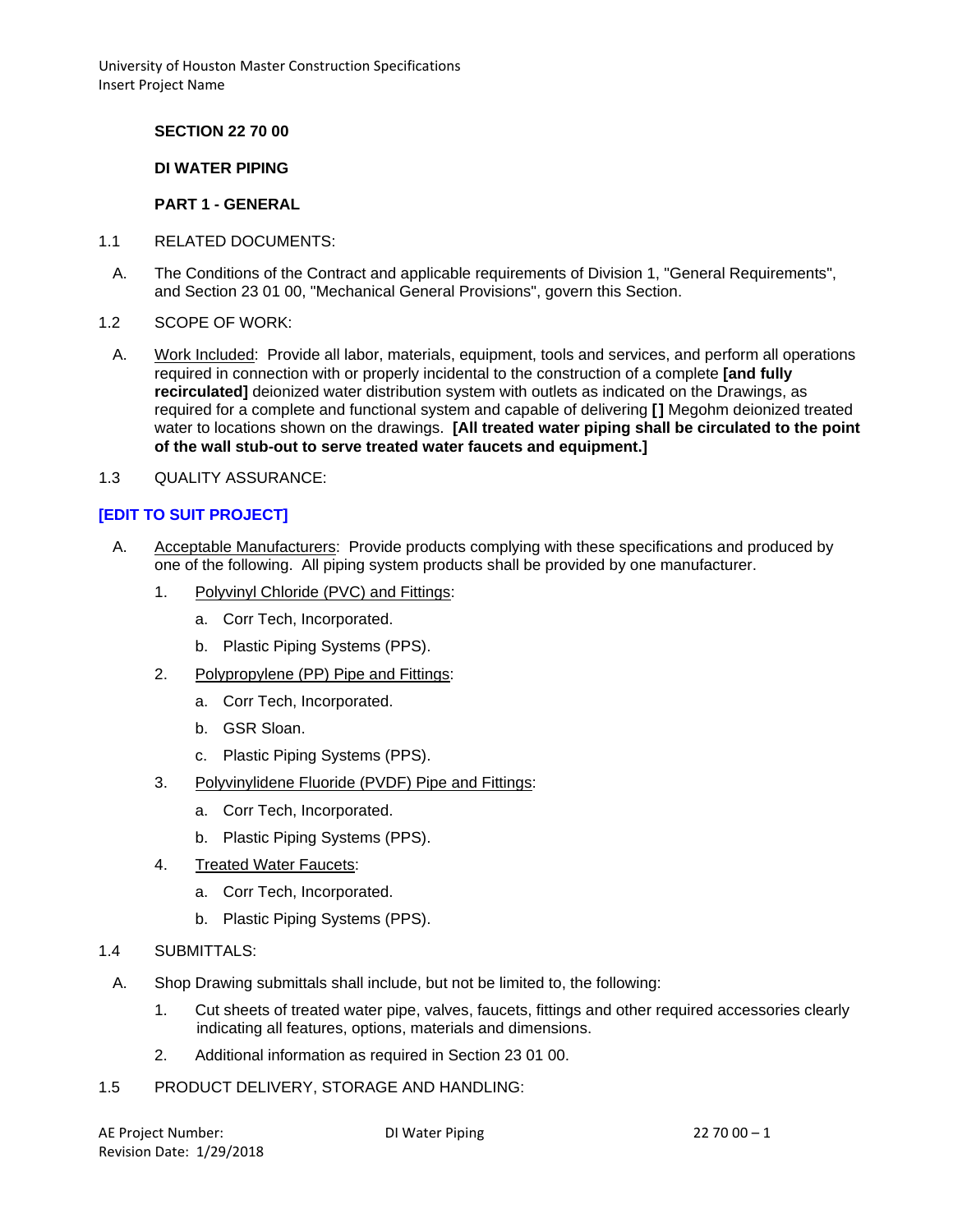**SECTION 22 70 00**

**DI WATER PIPING**

**PART 1 - GENERAL**

1.1 RELATED DOCUMENTS:

A. The Conditions of the Contract and applicable requirements of Division 1, "General Requirements", and Section 23 01 00, "Mechanical General Provisions", govern this Section.

1.2 SCOPE OF WORK:

A. Work Included: Provide all labor, materials, equipment, tools and services, and perform all operations required in connection with or properly incidental to the construction of a complete **[and fully recirculated]** deionized water distribution system with outlets as indicated on the Drawings, as required for a complete and functional system and capable of delivering **[]** Megohm deionized treated water to locations shown on the drawings. **[All treated water piping shall be circulated to the point of the wall stub-out to serve treated water faucets and equipment.]**

1.3 QUALITY ASSURANCE:

**[EDIT TO SUIT PROJECT]**

A. Acceptable Manufacturers: Provide products complying with these specifications and produced by one of the following. All piping system products shall be provided by one manufacturer.

1. Polyvinyl Chloride (PVC) and Fittings:
   a. Corr Tech, Incorporated.
   b. Plastic Piping Systems (PPS).
2. Polypropylene (PP) Pipe and Fittings:
   a. Corr Tech, Incorporated.
   b. GSR Sloan.
   c. Plastic Piping Systems (PPS).
3. Polyvinylidene Fluoride (PVDF) Pipe and Fittings:
   a. Corr Tech, Incorporated.
   b. Plastic Piping Systems (PPS).
4. Treated Water Faucets:
   a. Corr Tech, Incorporated.
   b. Plastic Piping Systems (PPS).

1.4 SUBMITTALS:

A. Shop Drawing submittals shall include, but not be limited to, the following:

1. Cut sheets of treated water pipe, valves, faucets, fittings and other required accessories clearly indicating all features, options, materials and dimensions.
2. Additional information as required in Section 23 01 00.

1.5 PRODUCT DELIVERY, STORAGE AND HANDLING: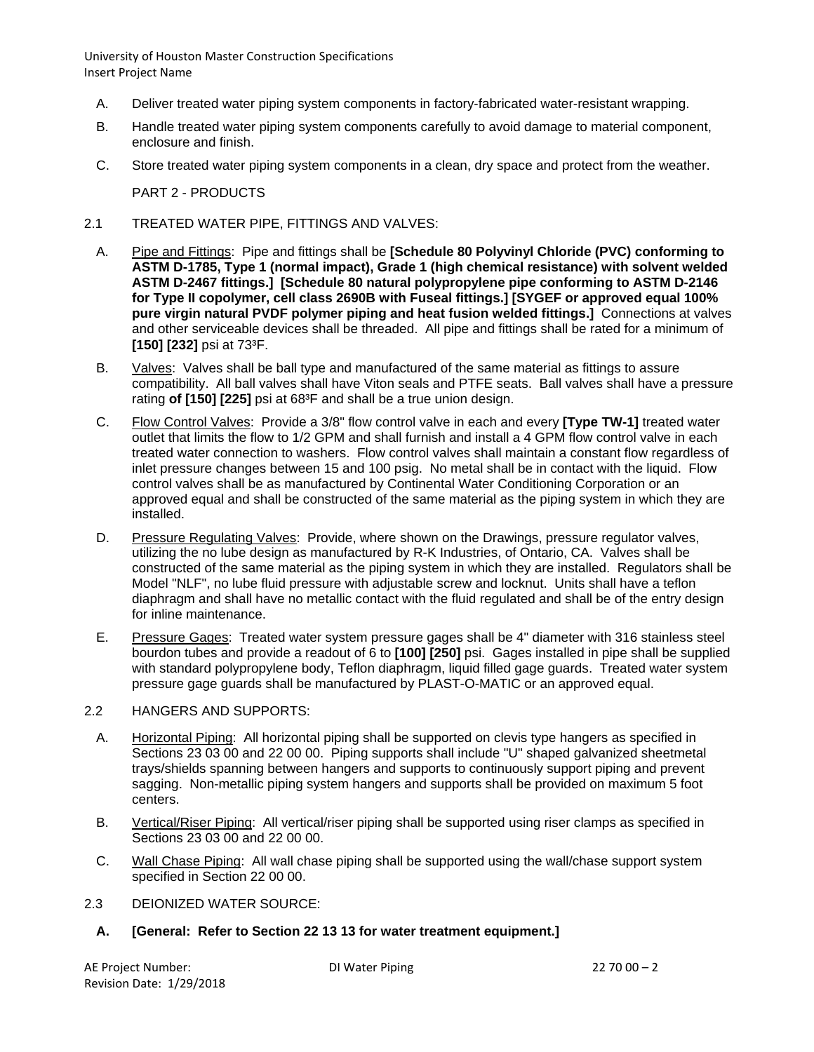A. Deliver treated water piping system components in factory-fabricated water-resistant wrapping.

B. Handle treated water piping system components carefully to avoid damage to material component, enclosure and finish.

C. Store treated water piping system components in a clean, dry space and protect from the weather.

PART 2 - PRODUCTS

2.1 TREATED WATER PIPE, FITTINGS AND VALVES:

A. Pipe and Fittings: Pipe and fittings shall be **[Schedule 80 Polyvinyl Chloride (PVC) conforming to ASTM D-1785, Type 1 (normal impact), Grade 1 (high chemical resistance) with solvent welded ASTM D-2467 fittings.] [Schedule 80 natural polypropylene pipe conforming to ASTM D-2146 for Type II copolymer, cell class 2690B with Fuseal fittings.] [SYGEF or approved equal 100% pure virgin natural PVDF polymer piping and heat fusion welded fittings.]** Connections at valves and other serviceable devices shall be threaded. All pipe and fittings shall be rated for a minimum of **[150] [232]** psi at 73³F.

B. Valves: Valves shall be ball type and manufactured of the same material as fittings to assure compatibility. All ball valves shall have Viton seals and PTFE seats. Ball valves shall have a pressure rating **of [150] [225]** psi at 68³F and shall be a true union design.

C. Flow Control Valves: Provide a 3/8" flow control valve in each and every **[Type TW-1]** treated water outlet that limits the flow to 1/2 GPM and shall furnish and install a 4 GPM flow control valve in each treated water connection to washers. Flow control valves shall maintain a constant flow regardless of inlet pressure changes between 15 and 100 psig. No metal shall be in contact with the liquid. Flow control valves shall be as manufactured by Continental Water Conditioning Corporation or an approved equal and shall be constructed of the same material as the piping system in which they are installed.

D. Pressure Regulating Valves: Provide, where shown on the Drawings, pressure regulator valves, utilizing the no lube design as manufactured by R-K Industries, of Ontario, CA. Valves shall be constructed of the same material as the piping system in which they are installed. Regulators shall be Model "NLF", no lube fluid pressure with adjustable screw and locknut. Units shall have a teflon diaphragm and shall have no metallic contact with the fluid regulated and shall be of the entry design for inline maintenance.

E. Pressure Gages: Treated water system pressure gages shall be 4" diameter with 316 stainless steel bourdon tubes and provide a readout of 6 to **[100] [250]** psi. Gages installed in pipe shall be supplied with standard polypropylene body, Teflon diaphragm, liquid filled gage guards. Treated water system pressure gage guards shall be manufactured by PLAST-O-MATIC or an approved equal.

2.2 HANGERS AND SUPPORTS:

A. Horizontal Piping: All horizontal piping shall be supported on clevis type hangers as specified in Sections 23 03 00 and 22 00 00. Piping supports shall include "U" shaped galvanized sheetmetal trays/shields spanning between hangers and supports to continuously support piping and prevent sagging. Non-metallic piping system hangers and supports shall be provided on maximum 5 foot centers.

B. Vertical/Riser Piping: All vertical/riser piping shall be supported using riser clamps as specified in Sections 23 03 00 and 22 00 00.

C. Wall Chase Piping: All wall chase piping shall be supported using the wall/chase support system specified in Section 22 00 00.

2.3 DEIONIZED WATER SOURCE:

**A. [General: Refer to Section 22 13 13 for water treatment equipment.]**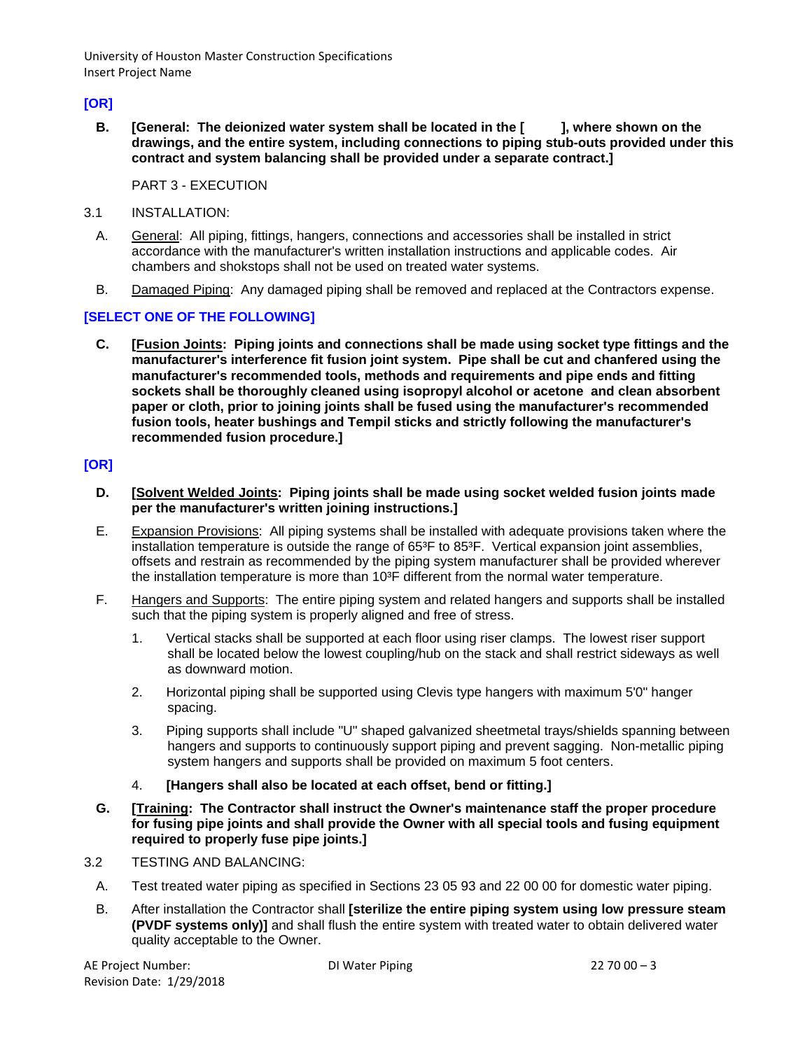**[OR]**

**B. [General: The deionized water system shall be located in the [ ], where shown on the drawings, and the entire system, including connections to piping stub-outs provided under this contract and system balancing shall be provided under a separate contract.]**

PART 3 - EXECUTION

3.1 INSTALLATION:

A. General: All piping, fittings, hangers, connections and accessories shall be installed in strict accordance with the manufacturer's written installation instructions and applicable codes. Air chambers and shokstops shall not be used on treated water systems.

B. Damaged Piping: Any damaged piping shall be removed and replaced at the Contractors expense.

**[SELECT ONE OF THE FOLLOWING]**

**C. [Fusion Joints: Piping joints and connections shall be made using socket type fittings and the manufacturer's interference fit fusion joint system. Pipe shall be cut and chanfered using the manufacturer's recommended tools, methods and requirements and pipe ends and fitting sockets shall be thoroughly cleaned using isopropyl alcohol or acetone and clean absorbent paper or cloth, prior to joining joints shall be fused using the manufacturer's recommended fusion tools, heater bushings and Tempil sticks and strictly following the manufacturer's recommended fusion procedure.]**

**[OR]**

**D. [Solvent Welded Joints: Piping joints shall be made using socket welded fusion joints made per the manufacturer's written joining instructions.]**

E. Expansion Provisions: All piping systems shall be installed with adequate provisions taken where the installation temperature is outside the range of 65³F to 85³F. Vertical expansion joint assemblies, offsets and restrain as recommended by the piping system manufacturer shall be provided wherever the installation temperature is more than 10³F different from the normal water temperature.

F. Hangers and Supports: The entire piping system and related hangers and supports shall be installed such that the piping system is properly aligned and free of stress.

1. Vertical stacks shall be supported at each floor using riser clamps. The lowest riser support shall be located below the lowest coupling/hub on the stack and shall restrict sideways as well as downward motion.

2. Horizontal piping shall be supported using Clevis type hangers with maximum 5'0" hanger spacing.

3. Piping supports shall include "U" shaped galvanized sheetmetal trays/shields spanning between hangers and supports to continuously support piping and prevent sagging. Non-metallic piping system hangers and supports shall be provided on maximum 5 foot centers.

4. **[Hangers shall also be located at each offset, bend or fitting.]**

**G. [Training: The Contractor shall instruct the Owner's maintenance staff the proper procedure for fusing pipe joints and shall provide the Owner with all special tools and fusing equipment required to properly fuse pipe joints.]**

3.2 TESTING AND BALANCING:

A. Test treated water piping as specified in Sections 23 05 93 and 22 00 00 for domestic water piping.

B. After installation the Contractor shall **[sterilize the entire piping system using low pressure steam (PVDF systems only)]** and shall flush the entire system with treated water to obtain delivered water quality acceptable to the Owner.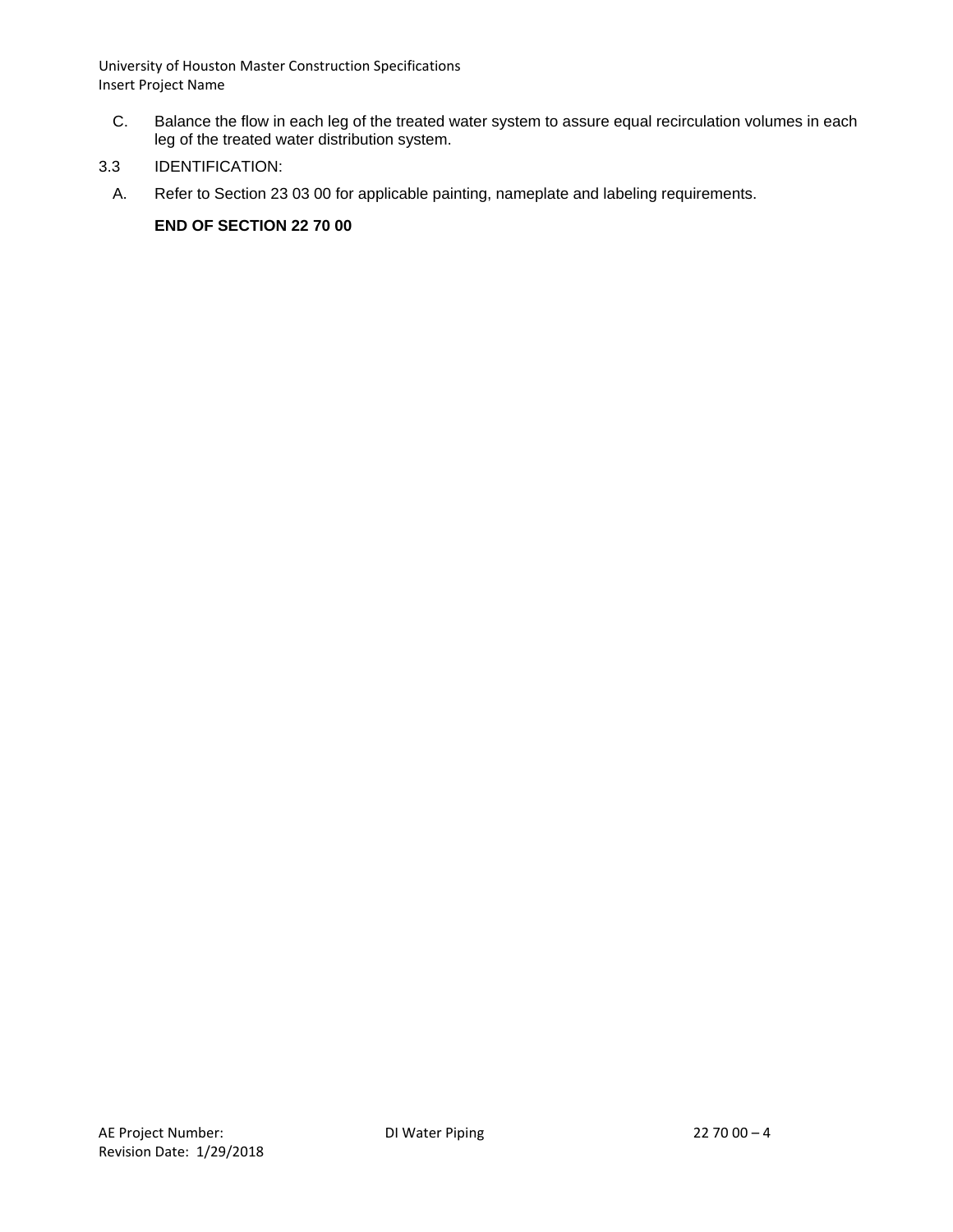C. Balance the flow in each leg of the treated water system to assure equal recirculation volumes in each leg of the treated water distribution system.

3.3 IDENTIFICATION:

A. Refer to Section 23 03 00 for applicable painting, nameplate and labeling requirements.

**END OF SECTION 22 70 00**